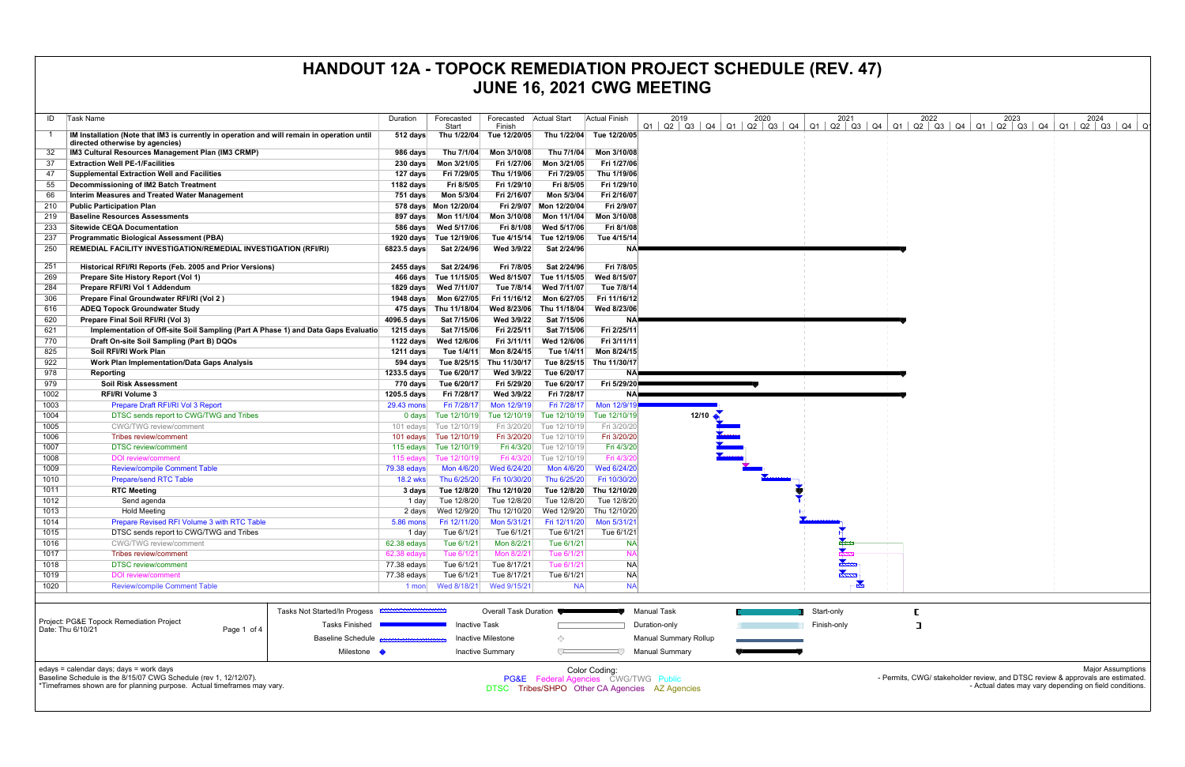# HANDOUT 12A - TOPOCK REMEDIATION PROJECT SCHEDULE (REV. 47)
# JUNE 16, 2021 CWG MEETING

| ID | Task Name | Duration | Forecasted Start | Forecasted Finish | Actual Start | Actual Finish |
|---|---|---|---|---|---|---|
| 1 | **IM Installation (Note that IM3 is currently in operation and will remain in operation until directed otherwise by agencies)** | 512 days | Thu 1/22/04 | Tue 12/20/05 | Thu 1/22/04 | Tue 12/20/05 |
| 32 | **IM3 Cultural Resources Management Plan (IM3 CRMP)** | 986 days | Thu 7/1/04 | Mon 3/10/08 | Thu 7/1/04 | Mon 3/10/08 |
| 37 | **Extraction Well PE-1/Facilities** | 230 days | Mon 3/21/05 | Fri 1/27/06 | Mon 3/21/05 | Fri 1/27/06 |
| 47 | **Supplemental Extraction Well and Facilities** | 127 days | Fri 7/29/05 | Thu 1/19/06 | Fri 7/29/05 | Thu 1/19/06 |
| 55 | **Decommissioning of IM2 Batch Treatment** | 1182 days | Fri 8/5/05 | Fri 1/29/10 | Fri 8/5/05 | Fri 1/29/10 |
| 66 | **Interim Measures and Treated Water Management** | 751 days | Mon 5/3/04 | Fri 2/16/07 | Mon 5/3/04 | Fri 2/16/07 |
| 210 | **Public Participation Plan** | 578 days | Mon 12/20/04 | Fri 2/9/07 | Mon 12/20/04 | Fri 2/9/07 |
| 219 | **Baseline Resources Assessments** | 897 days | Mon 11/1/04 | Mon 3/10/08 | Mon 11/1/04 | Mon 3/10/08 |
| 233 | **Sitewide CEQA Documentation** | 586 days | Wed 5/17/06 | Fri 8/1/08 | Wed 5/17/06 | Fri 8/1/08 |
| 237 | **Programmatic Biological Assessment (PBA)** | 1920 days | Tue 12/19/06 | Tue 4/15/14 | Tue 12/19/06 | Tue 4/15/14 |
| 250 | **REMEDIAL FACILITY INVESTIGATION/REMEDIAL INVESTIGATION (RFI/RI)** | 6823.5 days | Sat 2/24/96 | Wed 3/9/22 | Sat 2/24/96 | NA |
| 251 | **Historical RFI/RI Reports (Feb. 2005 and Prior Versions)** | 2455 days | Sat 2/24/96 | Fri 7/8/05 | Sat 2/24/96 | Fri 7/8/05 |
| 269 | **Prepare Site History Report (Vol 1)** | 466 days | Tue 11/15/05 | Wed 8/15/07 | Tue 11/15/05 | Wed 8/15/07 |
| 284 | **Prepare RFI/RI Vol 1 Addendum** | 1829 days | Wed 7/11/07 | Tue 7/8/14 | Wed 7/11/07 | Tue 7/8/14 |
| 306 | **Prepare Final Groundwater RFI/RI (Vol 2 )** | 1948 days | Mon 6/27/05 | Fri 11/16/12 | Mon 6/27/05 | Fri 11/16/12 |
| 616 | **ADEQ Topock Groundwater Study** | 475 days | Thu 11/18/04 | Wed 8/23/06 | Thu 11/18/04 | Wed 8/23/06 |
| 620 | **Prepare Final Soil RFI/RI (Vol 3)** | 4096.5 days | Sat 7/15/06 | Wed 3/9/22 | Sat 7/15/06 | NA |
| 621 | **Implementation of Off-site Soil Sampling (Part A Phase 1) and Data Gaps Evaluatio** | 1215 days | Sat 7/15/06 | Fri 2/25/11 | Sat 7/15/06 | Fri 2/25/11 |
| 770 | **Draft On-site Soil Sampling (Part B) DQOs** | 1122 days | Wed 12/6/06 | Fri 3/11/11 | Wed 12/6/06 | Fri 3/11/11 |
| 825 | **Soil RFI/RI Work Plan** | 1211 days | Tue 1/4/11 | Mon 8/24/15 | Tue 1/4/11 | Mon 8/24/15 |
| 922 | **Work Plan Implementation/Data Gaps Analysis** | 594 days | Tue 8/25/15 | Thu 11/30/17 | Tue 8/25/15 | Thu 11/30/17 |
| 978 | **Reporting** | 1233.5 days | Tue 6/20/17 | Wed 3/9/22 | Tue 6/20/17 | NA |
| 979 | **Soil Risk Assessment** | 770 days | Tue 6/20/17 | Fri 5/29/20 | Tue 6/20/17 | Fri 5/29/20 |
| 1002 | **RFI/RI Volume 3** | 1205.5 days | Fri 7/28/17 | Wed 3/9/22 | Fri 7/28/17 | NA |
| 1003 | Prepare Draft RFI/RI Vol 3 Report | 29.43 mons | Fri 7/28/17 | Mon 12/9/19 | Fri 7/28/17 | Mon 12/9/19 |
| 1004 | DTSC sends report to CWG/TWG and Tribes | 0 days | Tue 12/10/19 | Tue 12/10/19 | Tue 12/10/19 | Tue 12/10/19 |
| 1005 | CWG/TWG review/comment | 101 edays | Tue 12/10/19 | Fri 3/20/20 | Tue 12/10/19 | Fri 3/20/20 |
| 1006 | Tribes review/comment | 101 edays | Tue 12/10/19 | Fri 3/20/20 | Tue 12/10/19 | Fri 3/20/20 |
| 1007 | DTSC review/comment | 115 edays | Tue 12/10/19 | Fri 4/3/20 | Tue 12/10/19 | Fri 4/3/20 |
| 1008 | DOI review/comment | 115 edays | Tue 12/10/19 | Fri 4/3/20 | Tue 12/10/19 | Fri 4/3/20 |
| 1009 | Review/compile Comment Table | 79.38 edays | Mon 4/6/20 | Wed 6/24/20 | Mon 4/6/20 | Wed 6/24/20 |
| 1010 | Prepare/send RTC Table | 18.2 wks | Thu 6/25/20 | Fri 10/30/20 | Thu 6/25/20 | Fri 10/30/20 |
| 1011 | **RTC Meeting** | 3 days | Tue 12/8/20 | Thu 12/10/20 | Tue 12/8/20 | Thu 12/10/20 |
| 1012 | Send agenda | 1 day | Tue 12/8/20 | Tue 12/8/20 | Tue 12/8/20 | Tue 12/8/20 |
| 1013 | Hold Meeting | 2 days | Wed 12/9/20 | Thu 12/10/20 | Wed 12/9/20 | Thu 12/10/20 |
| 1014 | Prepare Revised RFI Volume 3 with RTC Table | 5.86 mons | Fri 12/11/20 | Mon 5/31/21 | Fri 12/11/20 | Mon 5/31/21 |
| 1015 | DTSC sends report to CWG/TWG and Tribes | 1 day | Tue 6/1/21 | Tue 6/1/21 | Tue 6/1/21 | Tue 6/1/21 |
| 1016 | CWG/TWG review/comment | 62.38 edays | Tue 6/1/21 | Mon 8/2/21 | Tue 6/1/21 | NA |
| 1017 | Tribes review/comment | 62.38 edays | Tue 6/1/21 | Mon 8/2/21 | Tue 6/1/21 | NA |
| 1018 | DTSC review/comment | 77.38 edays | Tue 6/1/21 | Tue 8/17/21 | Tue 6/1/21 | NA |
| 1019 | DOI review/comment | 77.38 edays | Tue 6/1/21 | Tue 8/17/21 | Tue 6/1/21 | NA |
| 1020 | Review/compile Comment Table | 1 mon | Wed 8/18/21 | Wed 9/15/21 | NA | NA |

Project: PG&E Topock Remediation Project
Date: Thu 6/10/21

Legend: Tasks Not Started/In Progess; Tasks Finished; Baseline Schedule; Milestone; Overall Task Duration; Inactive Task; Inactive Milestone; Inactive Summary; Manual Task; Duration-only; Manual Summary Rollup; Manual Summary; Start-only; Finish-only

edays = calendar days; days = work days
Baseline Schedule is the 8/15/07 CWG Schedule (rev 1, 12/12/07).
*Timeframes shown are for planning purpose. Actual timeframes may vary.

Color Coding:
PG&E Federal Agencies CWG/TWG Public
DTSC Tribes/SHPO Other CA Agencies AZ Agencies

Major Assumptions
- Permits, CWG/ stakeholder review, and DTSC review & approvals are estimated.
- Actual dates may vary depending on field conditions.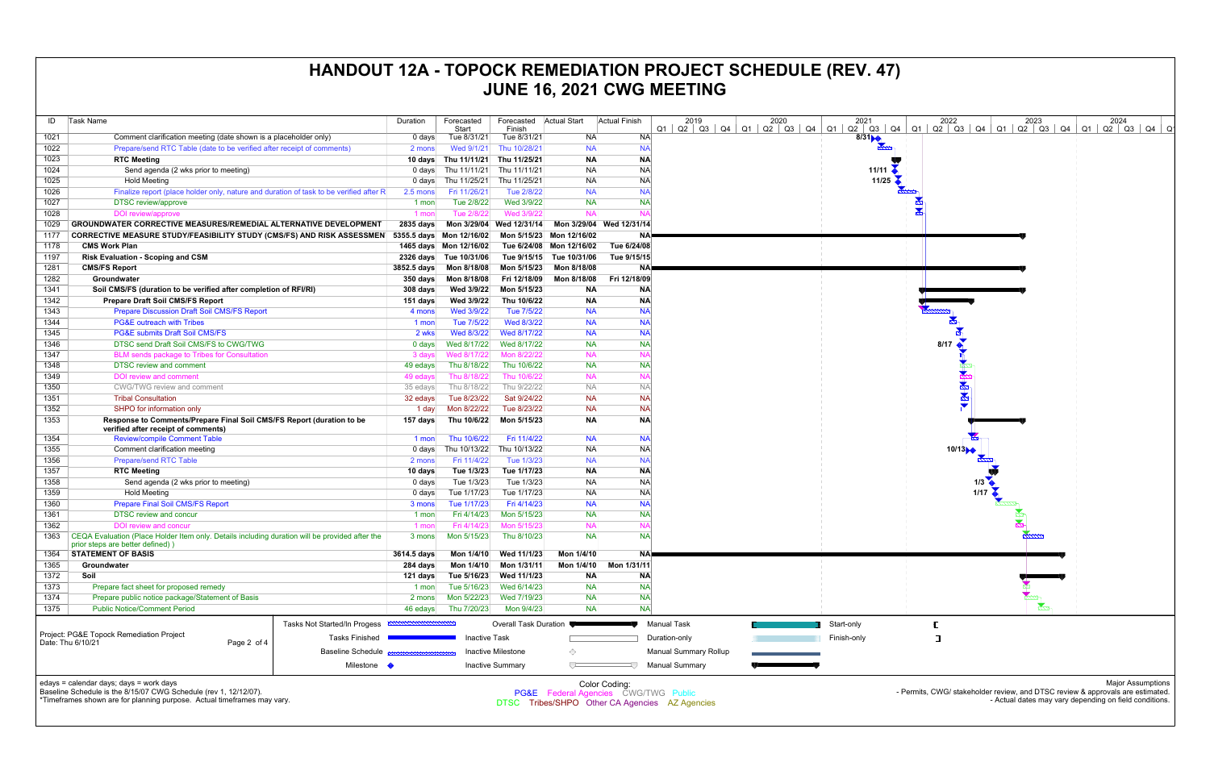# HANDOUT 12A - TOPOCK REMEDIATION PROJECT SCHEDULE (REV. 47)
# JUNE 16, 2021 CWG MEETING

| ID | Task Name | Duration | Forecasted Start | Forecasted Finish | Actual Start | Actual Finish |
|---|---|---|---|---|---|---|
| 1021 | Comment clarification meeting (date shown is a placeholder only) | 0 days | Tue 8/31/21 | Tue 8/31/21 | NA | NA |
| 1022 | Prepare/send RTC Table (date to be verified after receipt of comments) | 2 mons | Wed 9/1/21 | Thu 10/28/21 | NA | NA |
| 1023 | **RTC Meeting** | **10 days** | **Thu 11/11/21** | **Thu 11/25/21** | **NA** | **NA** |
| 1024 | Send agenda (2 wks prior to meeting) | 0 days | Thu 11/11/21 | Thu 11/11/21 | NA | NA |
| 1025 | Hold Meeting | 0 days | Thu 11/25/21 | Thu 11/25/21 | NA | NA |
| 1026 | Finalize report (place holder only, nature and duration of task to be verified after R | 2.5 mons | Fri 11/26/21 | Tue 2/8/22 | NA | NA |
| 1027 | DTSC review/approve | 1 mon | Tue 2/8/22 | Wed 3/9/22 | NA | NA |
| 1028 | DOI review/approve | 1 mon | Tue 2/8/22 | Wed 3/9/22 | NA | NA |
| 1029 | **GROUNDWATER CORRECTIVE MEASURES/REMEDIAL ALTERNATIVE DEVELOPMENT** | **2835 days** | **Mon 3/29/04** | **Wed 12/31/14** | **Mon 3/29/04** | **Wed 12/31/14** |
| 1177 | **CORRECTIVE MEASURE STUDY/FEASIBILITY STUDY (CMS/FS) AND RISK ASSESSMEN** | **5355.5 days** | **Mon 12/16/02** | **Mon 5/15/23** | **Mon 12/16/02** | **NA** |
| 1178 | **CMS Work Plan** | **1465 days** | **Mon 12/16/02** | **Tue 6/24/08** | **Mon 12/16/02** | **Tue 6/24/08** |
| 1197 | **Risk Evaluation - Scoping and CSM** | **2326 days** | **Tue 10/31/06** | **Tue 9/15/15** | **Tue 10/31/06** | **Tue 9/15/15** |
| 1281 | **CMS/FS Report** | **3852.5 days** | **Mon 8/18/08** | **Mon 5/15/23** | **Mon 8/18/08** | **NA** |
| 1282 | **Groundwater** | **350 days** | **Mon 8/18/08** | **Fri 12/18/09** | **Mon 8/18/08** | **Fri 12/18/09** |
| 1341 | **Soil CMS/FS (duration to be verified after completion of RFI/RI)** | **308 days** | **Wed 3/9/22** | **Mon 5/15/23** | **NA** | **NA** |
| 1342 | **Prepare Draft Soil CMS/FS Report** | **151 days** | **Wed 3/9/22** | **Thu 10/6/22** | **NA** | **NA** |
| 1343 | Prepare Discussion Draft Soil CMS/FS Report | 4 mons | Wed 3/9/22 | Tue 7/5/22 | NA | NA |
| 1344 | PG&E outreach with Tribes | 1 mon | Tue 7/5/22 | Wed 8/3/22 | NA | NA |
| 1345 | PG&E submits Draft Soil CMS/FS | 2 wks | Wed 8/3/22 | Wed 8/17/22 | NA | NA |
| 1346 | DTSC send Draft Soil CMS/FS to CWG/TWG | 0 days | Wed 8/17/22 | Wed 8/17/22 | NA | NA |
| 1347 | BLM sends package to Tribes for Consultation | 3 days | Wed 8/17/22 | Mon 8/22/22 | NA | NA |
| 1348 | DTSC review and comment | 49 edays | Thu 8/18/22 | Thu 10/6/22 | NA | NA |
| 1349 | DOI review and comment | 49 edays | Thu 8/18/22 | Thu 10/6/22 | NA | NA |
| 1350 | CWG/TWG review and comment | 35 edays | Thu 8/18/22 | Thu 9/22/22 | NA | NA |
| 1351 | Tribal Consultation | 32 edays | Tue 8/23/22 | Sat 9/24/22 | NA | NA |
| 1352 | SHPO for information only | 1 day | Mon 8/22/22 | Tue 8/23/22 | NA | NA |
| 1353 | **Response to Comments/Prepare Final Soil CMS/FS Report (duration to be verified after receipt of comments)** | **157 days** | **Thu 10/6/22** | **Mon 5/15/23** | **NA** | **NA** |
| 1354 | Review/compile Comment Table | 1 mon | Thu 10/6/22 | Fri 11/4/22 | NA | NA |
| 1355 | Comment clarification meeting | 0 days | Thu 10/13/22 | Thu 10/13/22 | NA | NA |
| 1356 | Prepare/send RTC Table | 2 mons | Fri 11/4/22 | Tue 1/3/23 | NA | NA |
| 1357 | **RTC Meeting** | **10 days** | **Tue 1/3/23** | **Tue 1/17/23** | **NA** | **NA** |
| 1358 | Send agenda (2 wks prior to meeting) | 0 days | Tue 1/3/23 | Tue 1/3/23 | NA | NA |
| 1359 | Hold Meeting | 0 days | Tue 1/17/23 | Tue 1/17/23 | NA | NA |
| 1360 | Prepare Final Soil CMS/FS Report | 3 mons | Tue 1/17/23 | Fri 4/14/23 | NA | NA |
| 1361 | DTSC review and concur | 1 mon | Fri 4/14/23 | Mon 5/15/23 | NA | NA |
| 1362 | DOI review and concur | 1 mon | Fri 4/14/23 | Mon 5/15/23 | NA | NA |
| 1363 | CEQA Evaluation (Place Holder Item only. Details including duration will be provided after the prior steps are better defined.) | 3 mons | Mon 5/15/23 | Thu 8/10/23 | NA | NA |
| 1364 | **STATEMENT OF BASIS** | **3614.5 days** | **Mon 1/4/10** | **Wed 11/1/23** | **Mon 1/4/10** | **NA** |
| 1365 | **Groundwater** | **284 days** | **Mon 1/4/10** | **Mon 1/31/11** | **Mon 1/4/10** | **Mon 1/31/11** |
| 1372 | **Soil** | **121 days** | **Tue 5/16/23** | **Wed 11/1/23** | **NA** | **NA** |
| 1373 | Prepare fact sheet for proposed remedy | 1 mon | Tue 5/16/23 | Wed 6/14/23 | NA | NA |
| 1374 | Prepare public notice package/Statement of Basis | 2 mons | Mon 5/22/23 | Wed 7/19/23 | NA | NA |
| 1375 | Public Notice/Comment Period | 46 edays | Thu 7/20/23 | Mon 9/4/23 | NA | NA |

Project: PG&E Topock Remediation Project
Date: Thu 6/10/21

Legend: Tasks Not Started/In Progess; Tasks Finished; Baseline Schedule; Milestone; Overall Task Duration; Inactive Task; Inactive Milestone; Inactive Summary; Manual Task; Duration-only; Manual Summary Rollup; Manual Summary; Start-only; Finish-only

edays = calendar days; days = work days
Baseline Schedule is the 8/15/07 CWG Schedule (rev 1, 12/12/07).
*Timeframes shown are for planning purpose. Actual timeframes may vary.

Color Coding:
PG&E Federal Agencies CWG/TWG Public
DTSC Tribes/SHPO Other CA Agencies AZ Agencies

Major Assumptions
- Permits, CWG/ stakeholder review, and DTSC review & approvals are estimated.
- Actual dates may vary depending on field conditions.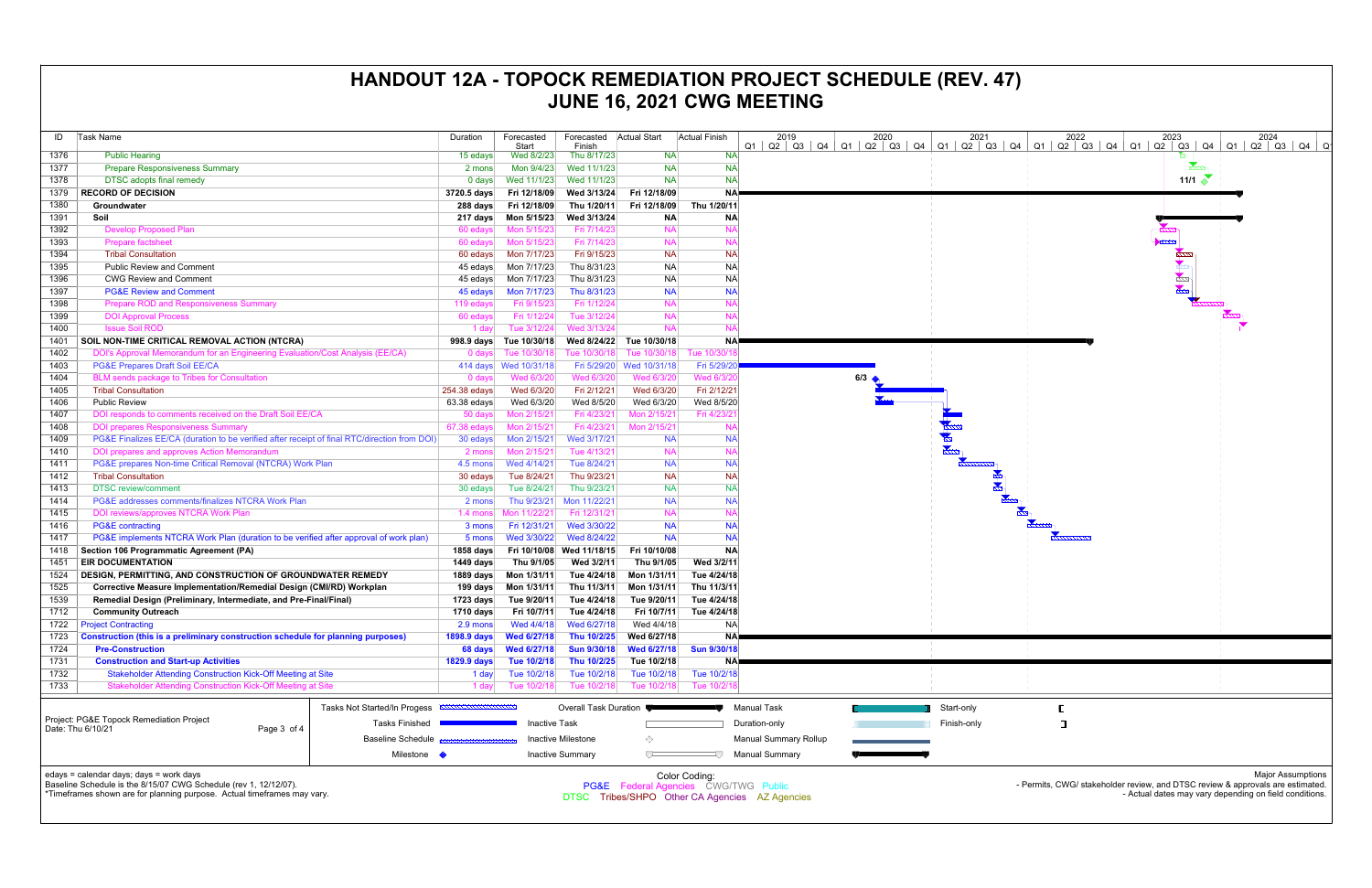# HANDOUT 12A - TOPOCK REMEDIATION PROJECT SCHEDULE (REV. 47)
# JUNE 16, 2021 CWG MEETING

| ID | Task Name | Duration | Forecasted Start | Forecasted Finish | Actual Start | Actual Finish |
|---|---|---|---|---|---|---|
| 1376 | Public Hearing | 15 edays | Wed 8/2/23 | Thu 8/17/23 | NA | NA |
| 1377 | Prepare Responsiveness Summary | 2 mons | Mon 9/4/23 | Wed 11/1/23 | NA | NA |
| 1378 | DTSC adopts final remedy | 0 days | Wed 11/1/23 | Wed 11/1/23 | NA | NA |
| 1379 | **RECORD OF DECISION** | **3720.5 days** | **Fri 12/18/09** | **Wed 3/13/24** | **Fri 12/18/09** | **NA** |
| 1380 | **Groundwater** | **288 days** | **Fri 12/18/09** | **Thu 1/20/11** | **Fri 12/18/09** | **Thu 1/20/11** |
| 1391 | **Soil** | **217 days** | **Mon 5/15/23** | **Wed 3/13/24** | **NA** | **NA** |
| 1392 | Develop Proposed Plan | 60 edays | Mon 5/15/23 | Fri 7/14/23 | NA | NA |
| 1393 | Prepare factsheet | 60 edays | Mon 5/15/23 | Fri 7/14/23 | NA | NA |
| 1394 | Tribal Consultation | 60 edays | Mon 7/17/23 | Fri 9/15/23 | NA | NA |
| 1395 | Public Review and Comment | 45 edays | Mon 7/17/23 | Thu 8/31/23 | NA | NA |
| 1396 | CWG Review and Comment | 45 edays | Mon 7/17/23 | Thu 8/31/23 | NA | NA |
| 1397 | PG&E Review and Comment | 45 edays | Mon 7/17/23 | Thu 8/31/23 | NA | NA |
| 1398 | Prepare ROD and Responsiveness Summary | 119 edays | Fri 9/15/23 | Fri 1/12/24 | NA | NA |
| 1399 | DOI Approval Process | 60 edays | Fri 1/12/24 | Tue 3/12/24 | NA | NA |
| 1400 | Issue Soil ROD | 1 day | Tue 3/12/24 | Wed 3/13/24 | NA | NA |
| 1401 | **SOIL NON-TIME CRITICAL REMOVAL ACTION (NTCRA)** | **998.9 days** | **Tue 10/30/18** | **Wed 8/24/22** | **Tue 10/30/18** | **NA** |
| 1402 | DOI's Approval Memorandum for an Engineering Evaluation/Cost Analysis (EE/CA) | 0 days | Tue 10/30/18 | Tue 10/30/18 | Tue 10/30/18 | Tue 10/30/18 |
| 1403 | PG&E Prepares Draft Soil EE/CA | 414 days | Wed 10/31/18 | Fri 5/29/20 | Wed 10/31/18 | Fri 5/29/20 |
| 1404 | BLM sends package to Tribes for Consultation | 0 days | Wed 6/3/20 | Wed 6/3/20 | Wed 6/3/20 | Wed 6/3/20 |
| 1405 | Tribal Consultation | 254.38 edays | Wed 6/3/20 | Fri 2/12/21 | Wed 6/3/20 | Fri 2/12/21 |
| 1406 | Public Review | 63.38 edays | Wed 6/3/20 | Wed 8/5/20 | Wed 6/3/20 | Wed 8/5/20 |
| 1407 | DOI responds to comments received on the Draft Soil EE/CA | 50 days | Mon 2/15/21 | Fri 4/23/21 | Mon 2/15/21 | Fri 4/23/21 |
| 1408 | DOI prepares Responsiveness Summary | 67.38 edays | Mon 2/15/21 | Fri 4/23/21 | Mon 2/15/21 | NA |
| 1409 | PG&E Finalizes EE/CA (duration to be verified after receipt of final RTC/direction from DOI) | 30 edays | Mon 2/15/21 | Wed 3/17/21 | NA | NA |
| 1410 | DOI prepares and approves Action Memorandum | 2 mons | Mon 2/15/21 | Tue 4/13/21 | NA | NA |
| 1411 | PG&E prepares Non-time Critical Removal (NTCRA) Work Plan | 4.5 mons | Wed 4/14/21 | Tue 8/24/21 | NA | NA |
| 1412 | Tribal Consultation | 30 edays | Tue 8/24/21 | Thu 9/23/21 | NA | NA |
| 1413 | DTSC review/comment | 30 edays | Tue 8/24/21 | Thu 9/23/21 | NA | NA |
| 1414 | PG&E addresses comments/finalizes NTCRA Work Plan | 2 mons | Thu 9/23/21 | Mon 11/22/21 | NA | NA |
| 1415 | DOI reviews/approves NTCRA Work Plan | 1.4 mons | Mon 11/22/21 | Fri 12/31/21 | NA | NA |
| 1416 | PG&E contracting | 3 mons | Fri 12/31/21 | Wed 3/30/22 | NA | NA |
| 1417 | PG&E implements NTCRA Work Plan (duration to be verified after approval of work plan) | 5 mons | Wed 3/30/22 | Wed 8/24/22 | NA | NA |
| 1418 | **Section 106 Programmatic Agreement (PA)** | **1858 days** | **Fri 10/10/08** | **Wed 11/18/15** | **Fri 10/10/08** | **NA** |
| 1451 | **EIR DOCUMENTATION** | **1449 days** | **Thu 9/1/05** | **Wed 3/2/11** | **Thu 9/1/05** | **Wed 3/2/11** |
| 1524 | **DESIGN, PERMITTING, AND CONSTRUCTION OF GROUNDWATER REMEDY** | **1889 days** | **Mon 1/31/11** | **Tue 4/24/18** | **Mon 1/31/11** | **Tue 4/24/18** |
| 1525 | **Corrective Measure Implementation/Remedial Design (CMI/RD) Workplan** | **199 days** | **Mon 1/31/11** | **Thu 11/3/11** | **Mon 1/31/11** | **Thu 11/3/11** |
| 1539 | **Remedial Design (Preliminary, Intermediate, and Pre-Final/Final)** | **1723 days** | **Tue 9/20/11** | **Tue 4/24/18** | **Tue 9/20/11** | **Tue 4/24/18** |
| 1712 | **Community Outreach** | **1710 days** | **Fri 10/7/11** | **Tue 4/24/18** | **Fri 10/7/11** | **Tue 4/24/18** |
| 1722 | Project Contracting | 2.9 mons | Wed 4/4/18 | Wed 6/27/18 | Wed 4/4/18 | NA |
| 1723 | **Construction (this is a preliminary construction schedule for planning purposes)** | **1898.9 days** | **Wed 6/27/18** | **Thu 10/2/25** | **Wed 6/27/18** | **NA** |
| 1724 | **Pre-Construction** | **68 days** | **Wed 6/27/18** | **Sun 9/30/18** | **Wed 6/27/18** | **Sun 9/30/18** |
| 1731 | **Construction and Start-up Activities** | **1829.9 days** | **Tue 10/2/18** | **Thu 10/2/25** | **Tue 10/2/18** | **NA** |
| 1732 | Stakeholder Attending Construction Kick-Off Meeting at Site | 1 day | Tue 10/2/18 | Tue 10/2/18 | Tue 10/2/18 | Tue 10/2/18 |
| 1733 | Stakeholder Attending Construction Kick-Off Meeting at Site | 1 day | Tue 10/2/18 | Tue 10/2/18 | Tue 10/2/18 | Tue 10/2/18 |

Project: PG&E Topock Remediation Project
Date: Thu 6/10/21

Legend: Tasks Not Started/In Progress; Tasks Finished; Baseline Schedule; Milestone; Overall Task Duration; Inactive Task; Inactive Milestone; Inactive Summary; Manual Task; Duration-only; Manual Summary Rollup; Manual Summary; Start-only; Finish-only

edays = calendar days; days = work days
Baseline Schedule is the 8/15/07 CWG Schedule (rev 1, 12/12/07).
*Timeframes shown are for planning purpose. Actual timeframes may vary.

Color Coding:
PG&E Federal Agencies CWG/TWG Public
DTSC Tribes/SHPO Other CA Agencies AZ Agencies

Major Assumptions
- Permits, CWG/ stakeholder review, and DTSC review & approvals are estimated.
- Actual dates may vary depending on field conditions.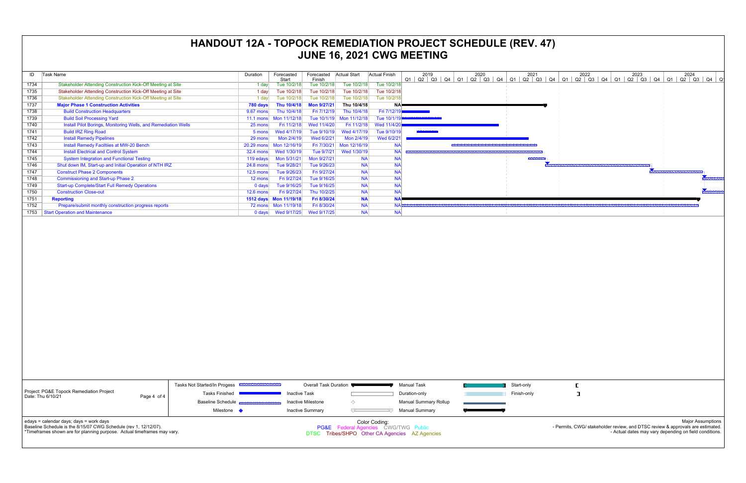# HANDOUT 12A - TOPOCK REMEDIATION PROJECT SCHEDULE (REV. 47)
# JUNE 16, 2021 CWG MEETING

| ID | Task Name | Duration | Forecasted Start | Forecasted Finish | Actual Start | Actual Finish |
|---|---|---|---|---|---|---|
| 1734 | Stakeholder Attending Construction Kick-Off Meeting at Site | 1 day | Tue 10/2/18 | Tue 10/2/18 | Tue 10/2/18 | Tue 10/2/18 |
| 1735 | Stakeholder Attending Construction Kick-Off Meeting at Site | 1 day | Tue 10/2/18 | Tue 10/2/18 | Tue 10/2/18 | Tue 10/2/18 |
| 1736 | Stakeholder Attending Construction Kick-Off Meeting at Site | 1 day | Tue 10/2/18 | Tue 10/2/18 | Tue 10/2/18 | Tue 10/2/18 |
| 1737 | **Major Phase 1 Construction Activities** | **780 days** | **Thu 10/4/18** | **Mon 9/27/21** | **Thu 10/4/18** | **NA** |
| 1738 | Build Construction Headquarters | 9.67 mons | Thu 10/4/18 | Fri 7/12/19 | Thu 10/4/18 | Fri 7/12/19 |
| 1739 | Build Soil Processing Yard | 11.1 mons | Mon 11/12/18 | Tue 10/1/19 | Mon 11/12/18 | Tue 10/1/19 |
| 1740 | Install Pilot Borings, Monitoring Wells, and Remediation Wells | 25 mons | Fri 11/2/18 | Wed 11/4/20 | Fri 11/2/18 | Wed 11/4/20 |
| 1741 | Build IRZ Ring Road | 5 mons | Wed 4/17/19 | Tue 9/10/19 | Wed 4/17/19 | Tue 9/10/19 |
| 1742 | Install Remedy Pipelines | 29 mons | Mon 2/4/19 | Wed 6/2/21 | Mon 2/4/19 | Wed 6/2/21 |
| 1743 | Install Remedy Facilities at MW-20 Bench | 20.29 mons | Mon 12/16/19 | Fri 7/30/21 | Mon 12/16/19 | NA |
| 1744 | Install Electrical and Control System | 32.4 mons | Wed 1/30/19 | Tue 9/7/21 | Wed 1/30/19 | NA |
| 1745 | System Integration and Functional Testing | 119 edays | Mon 5/31/21 | Mon 9/27/21 | NA | NA |
| 1746 | Shut down IM, Start-up and Initial Operation of NTH IRZ | 24.8 mons | Tue 9/28/21 | Tue 9/26/23 | NA | NA |
| 1747 | Construct Phase 2 Components | 12.5 mons | Tue 9/26/23 | Fri 9/27/24 | NA | NA |
| 1748 | Commissioning and Start-up Phase 2 | 12 mons | Fri 9/27/24 | Tue 9/16/25 | NA | NA |
| 1749 | Start-up Complete/Start Full Remedy Operations | 0 days | Tue 9/16/25 | Tue 9/16/25 | NA | NA |
| 1750 | Construction Close-out | 12.6 mons | Fri 9/27/24 | Thu 10/2/25 | NA | NA |
| 1751 | **Reporting** | **1512 days** | **Mon 11/19/18** | **Fri 8/30/24** | **NA** | **NA** |
| 1752 | Prepare/submit monthly construction progress reports | 72 mons | Mon 11/19/18 | Fri 8/30/24 | NA | NA |
| 1753 | Start Operation and Maintenance | 0 days | Wed 9/17/25 | Wed 9/17/25 | NA | NA |

2019 2020 2021 2022 2023 2024
Q1 Q2 Q3 Q4

Project: PG&E Topock Remediation Project
Date: Thu 6/10/21

Tasks Not Started/In Progess
Tasks Finished
Baseline Schedule
Milestone
Overall Task Duration
Inactive Task
Inactive Milestone
Inactive Summary
Manual Task
Duration-only
Manual Summary Rollup
Manual Summary
Start-only
Finish-only

edays = calendar days; days = work days
Baseline Schedule is the 8/15/07 CWG Schedule (rev 1, 12/12/07).
*Timeframes shown are for planning purpose. Actual timeframes may vary.

Color Coding:
PG&E Federal Agencies CWG/TWG Public
DTSC Tribes/SHPO Other CA Agencies AZ Agencies

Major Assumptions
- Permits, CWG/ stakeholder review, and DTSC review & approvals are estimated.
- Actual dates may vary depending on field conditions.